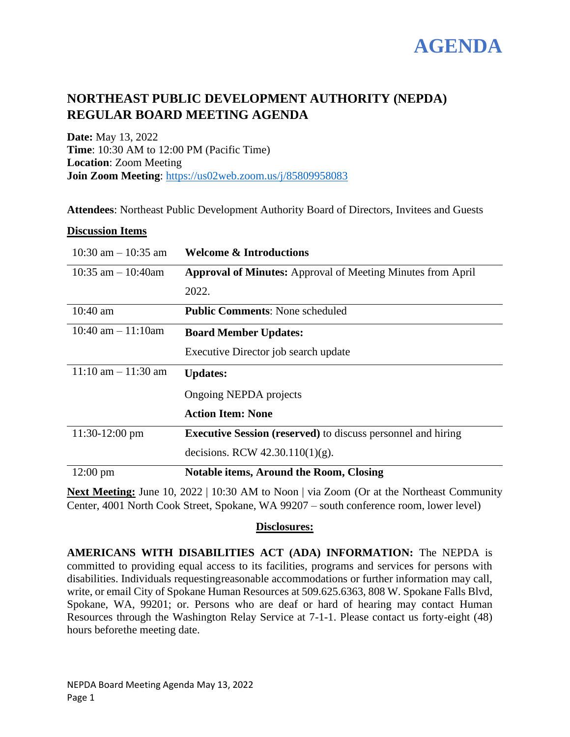# AGENDA

## NORTHEAST PUBLIC DEVELOPMENT AUTHORITY (NEPDA) REGULAR BOARD MEETING AGENDA

**Date:** May 13, 2022
**Time**: 10:30 AM to 12:00 PM (Pacific Time)
**Location**: Zoom Meeting
**Join Zoom Meeting**: https://us02web.zoom.us/j/85809958083

**Attendees**: Northeast Public Development Authority Board of Directors, Invitees and Guests

**Discussion Items**

| | |
|---|---|
| 10:30 am – 10:35 am | **Welcome & Introductions** |
| 10:35 am – 10:40am | **Approval of Minutes:** Approval of Meeting Minutes from April 2022. |
| 10:40 am | **Public Comments**: None scheduled |
| 10:40 am – 11:10am | **Board Member Updates:** Executive Director job search update |
| 11:10 am – 11:30 am | **Updates:** Ongoing NEPDA projects **Action Item: None** |
| 11:30-12:00 pm | **Executive Session (reserved)** to discuss personnel and hiring decisions. RCW 42.30.110(1)(g). |
| 12:00 pm | **Notable items, Around the Room, Closing** |

**Next Meeting:** June 10, 2022 | 10:30 AM to Noon | via Zoom (Or at the Northeast Community Center, 4001 North Cook Street, Spokane, WA 99207 – south conference room, lower level)

**Disclosures:**

**AMERICANS WITH DISABILITIES ACT (ADA) INFORMATION:** The NEPDA is committed to providing equal access to its facilities, programs and services for persons with disabilities. Individuals requestingreasonable accommodations or further information may call, write, or email City of Spokane Human Resources at 509.625.6363, 808 W. Spokane Falls Blvd, Spokane, WA, 99201; or. Persons who are deaf or hard of hearing may contact Human Resources through the Washington Relay Service at 7-1-1. Please contact us forty-eight (48) hours beforethe meeting date.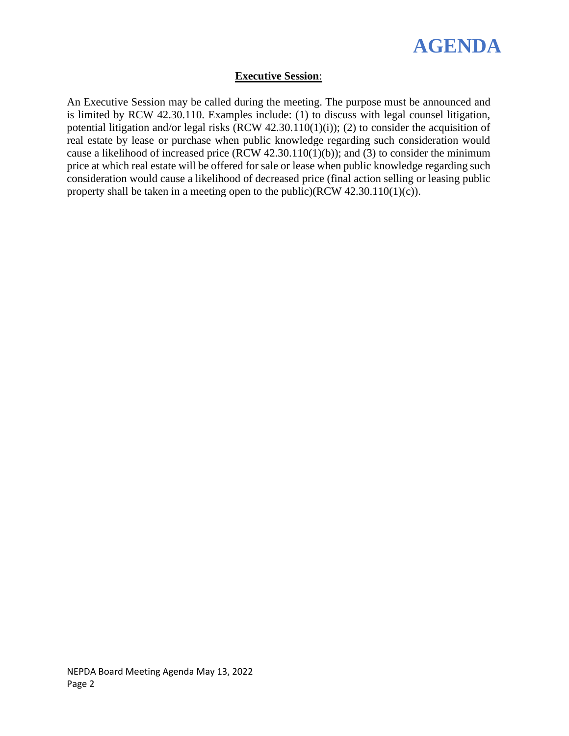# AGENDA

**Executive Session**:

An Executive Session may be called during the meeting. The purpose must be announced and is limited by RCW 42.30.110. Examples include: (1) to discuss with legal counsel litigation, potential litigation and/or legal risks (RCW 42.30.110(1)(i)); (2) to consider the acquisition of real estate by lease or purchase when public knowledge regarding such consideration would cause a likelihood of increased price (RCW 42.30.110(1)(b)); and (3) to consider the minimum price at which real estate will be offered for sale or lease when public knowledge regarding such consideration would cause a likelihood of decreased price (final action selling or leasing public property shall be taken in a meeting open to the public)(RCW 42.30.110(1)(c)).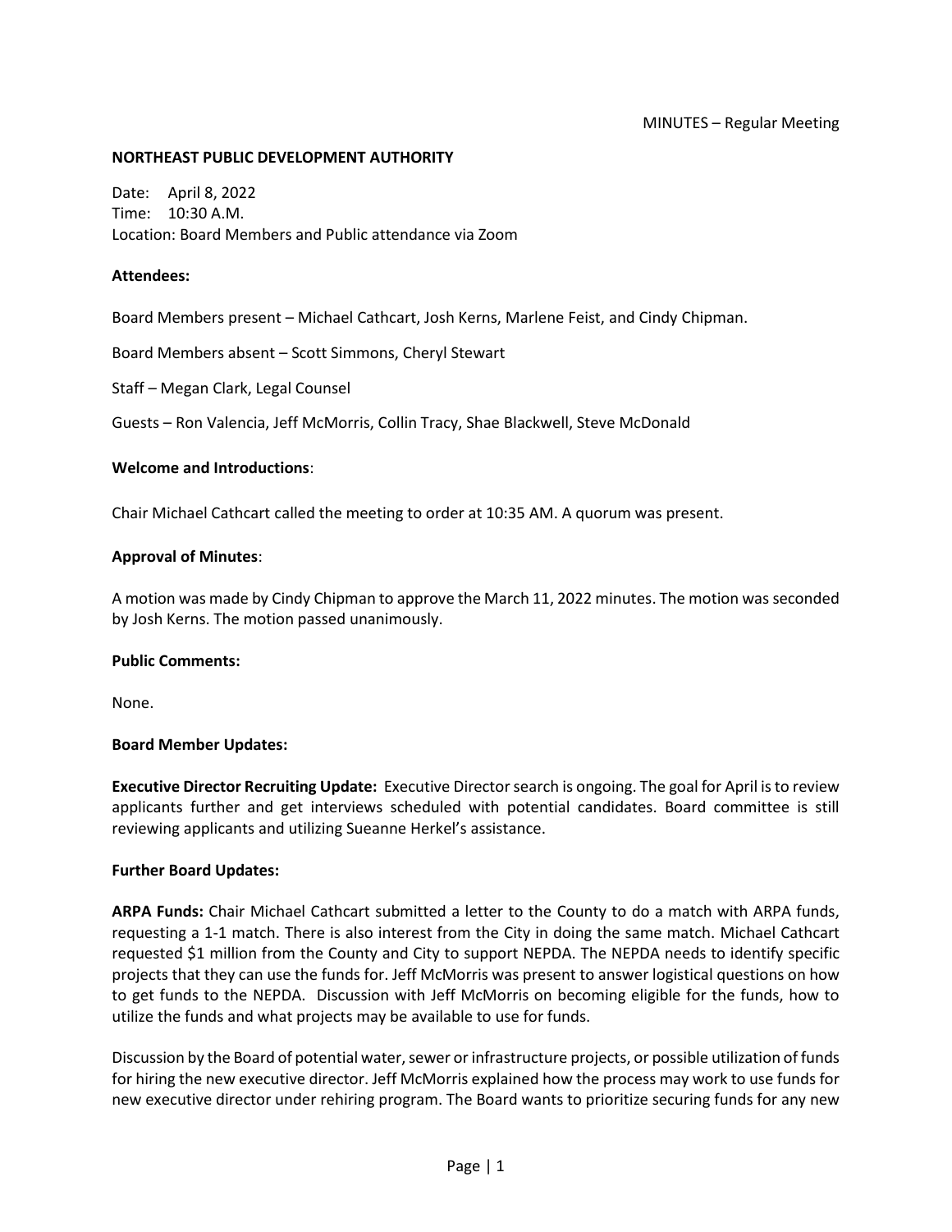MINUTES – Regular Meeting

**NORTHEAST PUBLIC DEVELOPMENT AUTHORITY**

Date: April 8, 2022
Time: 10:30 A.M.
Location: Board Members and Public attendance via Zoom

**Attendees:**

Board Members present – Michael Cathcart, Josh Kerns, Marlene Feist, and Cindy Chipman.

Board Members absent – Scott Simmons, Cheryl Stewart

Staff – Megan Clark, Legal Counsel

Guests – Ron Valencia, Jeff McMorris, Collin Tracy, Shae Blackwell, Steve McDonald

**Welcome and Introductions**:

Chair Michael Cathcart called the meeting to order at 10:35 AM. A quorum was present.

**Approval of Minutes**:

A motion was made by Cindy Chipman to approve the March 11, 2022 minutes. The motion was seconded by Josh Kerns. The motion passed unanimously.

**Public Comments:**

None.

**Board Member Updates:**

**Executive Director Recruiting Update:** Executive Director search is ongoing. The goal for April is to review applicants further and get interviews scheduled with potential candidates. Board committee is still reviewing applicants and utilizing Sueanne Herkel's assistance.

**Further Board Updates:**

**ARPA Funds:** Chair Michael Cathcart submitted a letter to the County to do a match with ARPA funds, requesting a 1-1 match. There is also interest from the City in doing the same match. Michael Cathcart requested $1 million from the County and City to support NEPDA. The NEPDA needs to identify specific projects that they can use the funds for. Jeff McMorris was present to answer logistical questions on how to get funds to the NEPDA. Discussion with Jeff McMorris on becoming eligible for the funds, how to utilize the funds and what projects may be available to use for funds.

Discussion by the Board of potential water, sewer or infrastructure projects, or possible utilization of funds for hiring the new executive director. Jeff McMorris explained how the process may work to use funds for new executive director under rehiring program. The Board wants to prioritize securing funds for any new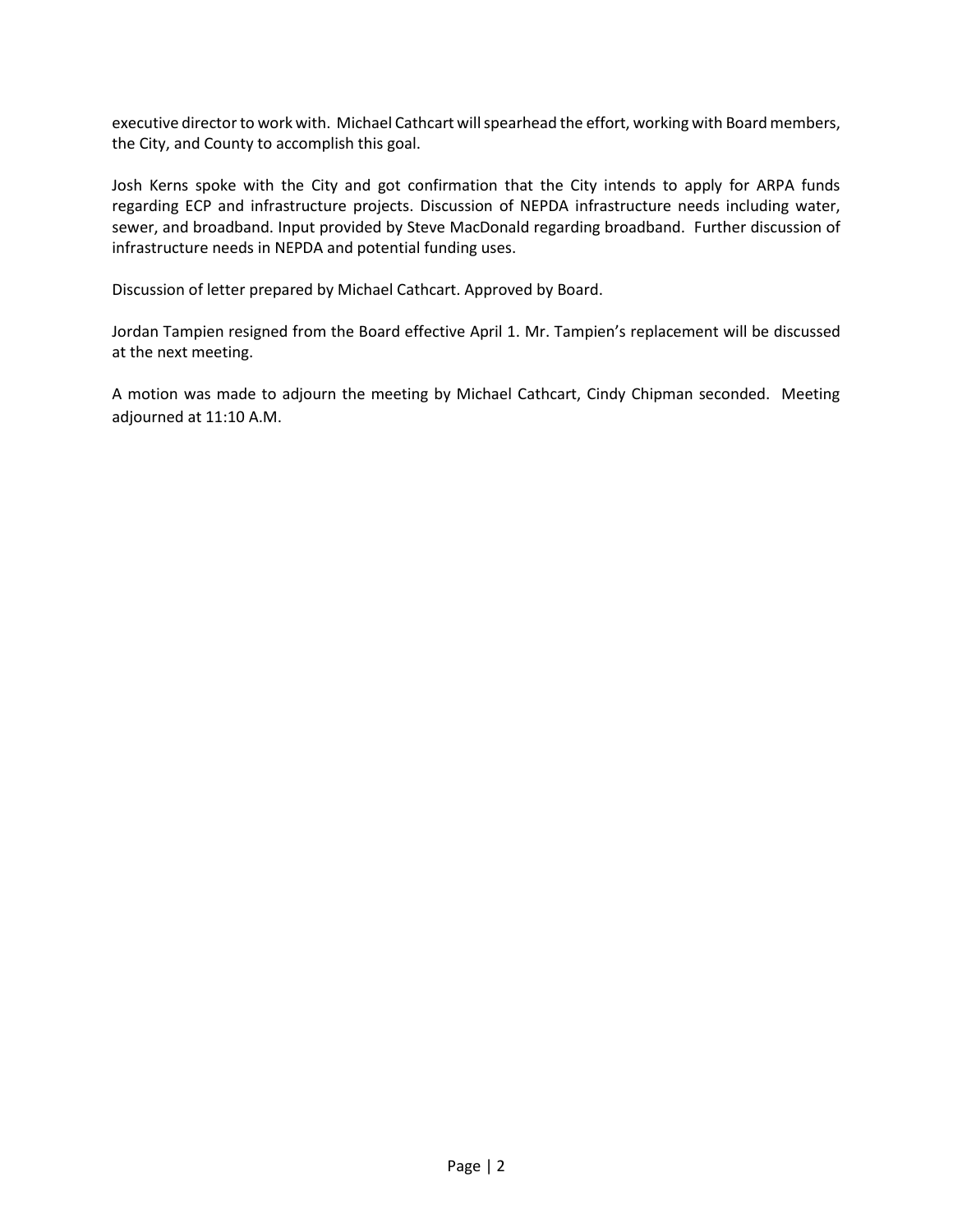executive director to work with. Michael Cathcart will spearhead the effort, working with Board members, the City, and County to accomplish this goal.

Josh Kerns spoke with the City and got confirmation that the City intends to apply for ARPA funds regarding ECP and infrastructure projects. Discussion of NEPDA infrastructure needs including water, sewer, and broadband. Input provided by Steve MacDonald regarding broadband. Further discussion of infrastructure needs in NEPDA and potential funding uses.

Discussion of letter prepared by Michael Cathcart. Approved by Board.

Jordan Tampien resigned from the Board effective April 1. Mr. Tampien's replacement will be discussed at the next meeting.

A motion was made to adjourn the meeting by Michael Cathcart, Cindy Chipman seconded. Meeting adjourned at 11:10 A.M.